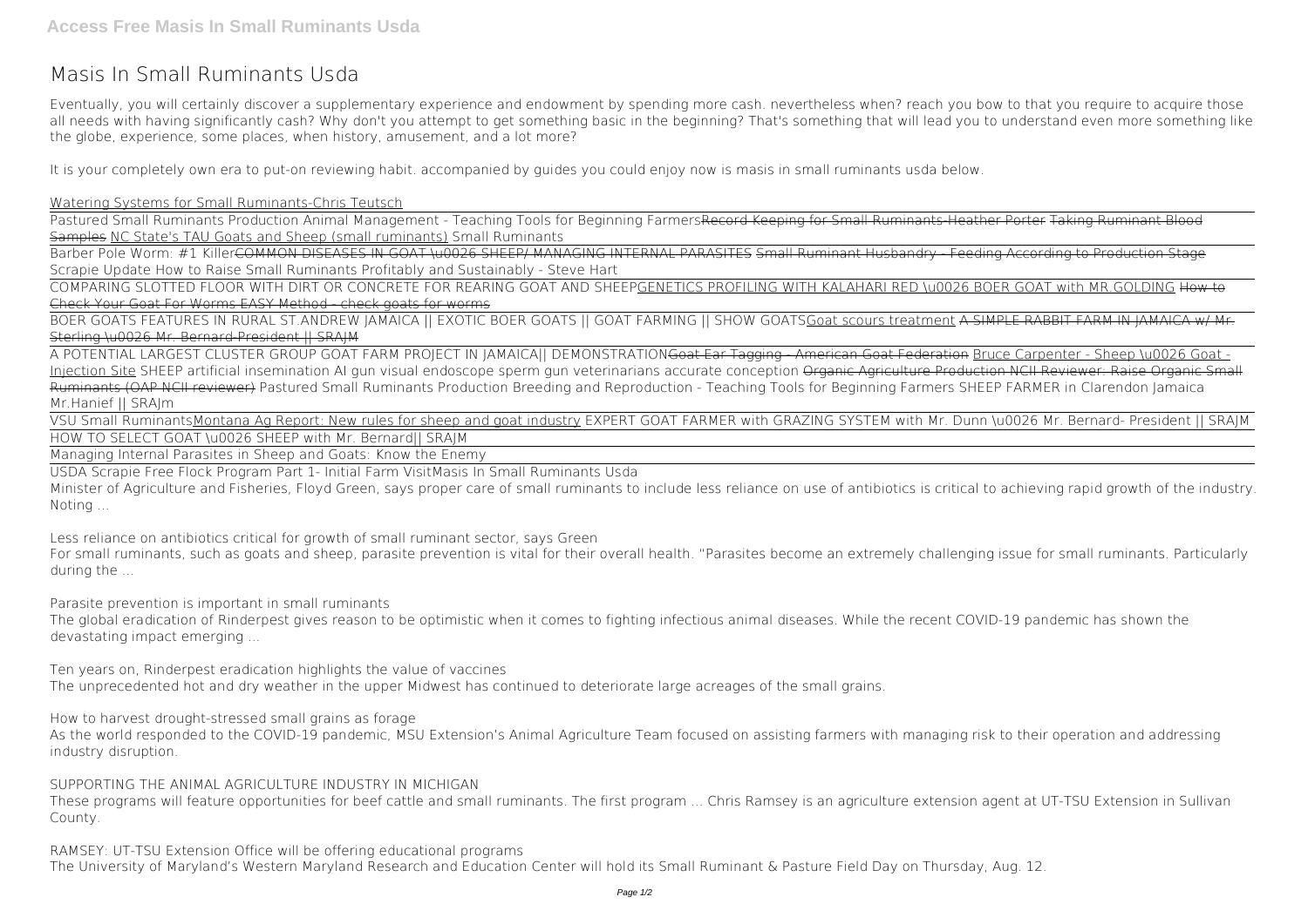# Masis In Small Ruminants Usda

Eventually, you will certainly discover a supplementary experience and endowment by spending more cash. nevertheless when? reach you bow to that you require to acquire those all needs with having significantly cash? Why don't you attempt to get something basic in the beginning? That's something that will lead you to understand even more something like the globe, experience, some places, when history, amusement, and a lot more?

It is your completely own era to put-on reviewing habit. accompanied by guides you could enjoy now is **masis in small ruminants usda** below.

Watering Systems for Small Ruminants-Chris Teutsch

Pastured Small Ruminants Production Animal Management - Teaching Tools for Beginning Farmers~~Record Keeping for Small Ruminants-Heather Porter~~ ~~Taking Ruminant Blood Samples~~ NC State's TAU Goats and Sheep (small ruminants) *Small Ruminants*

Barber Pole Worm: #1 Killer~~COMMON DISEASES IN GOAT \u0026 SHEEP/ MANAGING INTERNAL PARASITES~~ ~~Small Ruminant Husbandry - Feeding According to Production Stage~~ *Scrapie Update How to Raise Small Ruminants Profitably and Sustainably - Steve Hart*

COMPARING SLOTTED FLOOR WITH DIRT OR CONCRETE FOR REARING GOAT AND SHEEPGENETICS PROFILING WITH KALAHARI RED \u0026 BOER GOAT with MR.GOLDING ~~How to Check Your Goat For Worms EASY Method - check goats for worms~~

BOER GOATS FEATURES IN RURAL ST.ANDREW JAMAICA || EXOTIC BOER GOATS || GOAT FARMING || SHOW GOATSGoat scours treatment ~~A SIMPLE RABBIT FARM IN JAMAICA w/ Mr. Sterling \u0026 Mr. Bernard-President || SRAJM~~

A POTENTIAL LARGEST CLUSTER GROUP GOAT FARM PROJECT IN JAMAICA|| DEMONSTRATION~~Goat Ear Tagging - American Goat Federation~~ Bruce Carpenter - Sheep \u0026 Goat - Injection Site *SHEEP artificial insemination AI gun visual endoscope sperm gun veterinarians accurate conception* ~~Organic Agriculture Production NCII Reviewer: Raise Organic Small Ruminants (OAP NCII reviewer)~~ *Pastured Small Ruminants Production Breeding and Reproduction - Teaching Tools for Beginning Farmers* *SHEEP FARMER in Clarendon Jamaica Mr.Hanief || SRAJm*

VSU Small RuminantsMontana Ag Report: New rules for sheep and goat industry *EXPERT GOAT FARMER with GRAZING SYSTEM with Mr. Dunn \u0026 Mr. Bernard- President || SRAJM*

HOW TO SELECT GOAT \u0026 SHEEP with Mr. Bernard|| SRAJM

Managing Internal Parasites in Sheep and Goats: Know the Enemy

USDA Scrapie Free Flock Program Part 1- Initial Farm Visit**Masis In Small Ruminants Usda**

Minister of Agriculture and Fisheries, Floyd Green, says proper care of small ruminants to include less reliance on use of antibiotics is critical to achieving rapid growth of the industry. Noting ...

**Less reliance on antibiotics critical for growth of small ruminant sector, says Green**

For small ruminants, such as goats and sheep, parasite prevention is vital for their overall health. "Parasites become an extremely challenging issue for small ruminants. Particularly during the ...

**Parasite prevention is important in small ruminants**

The global eradication of Rinderpest gives reason to be optimistic when it comes to fighting infectious animal diseases. While the recent COVID-19 pandemic has shown the devastating impact emerging ...

**Ten years on, Rinderpest eradication highlights the value of vaccines**

The unprecedented hot and dry weather in the upper Midwest has continued to deteriorate large acreages of the small grains.

**How to harvest drought-stressed small grains as forage**

As the world responded to the COVID-19 pandemic, MSU Extension's Animal Agriculture Team focused on assisting farmers with managing risk to their operation and addressing industry disruption.

**SUPPORTING THE ANIMAL AGRICULTURE INDUSTRY IN MICHIGAN**

These programs will feature opportunities for beef cattle and small ruminants. The first program ... Chris Ramsey is an agriculture extension agent at UT-TSU Extension in Sullivan County.

**RAMSEY: UT-TSU Extension Office will be offering educational programs**

The University of Maryland's Western Maryland Research and Education Center will hold its Small Ruminant & Pasture Field Day on Thursday, Aug. 12.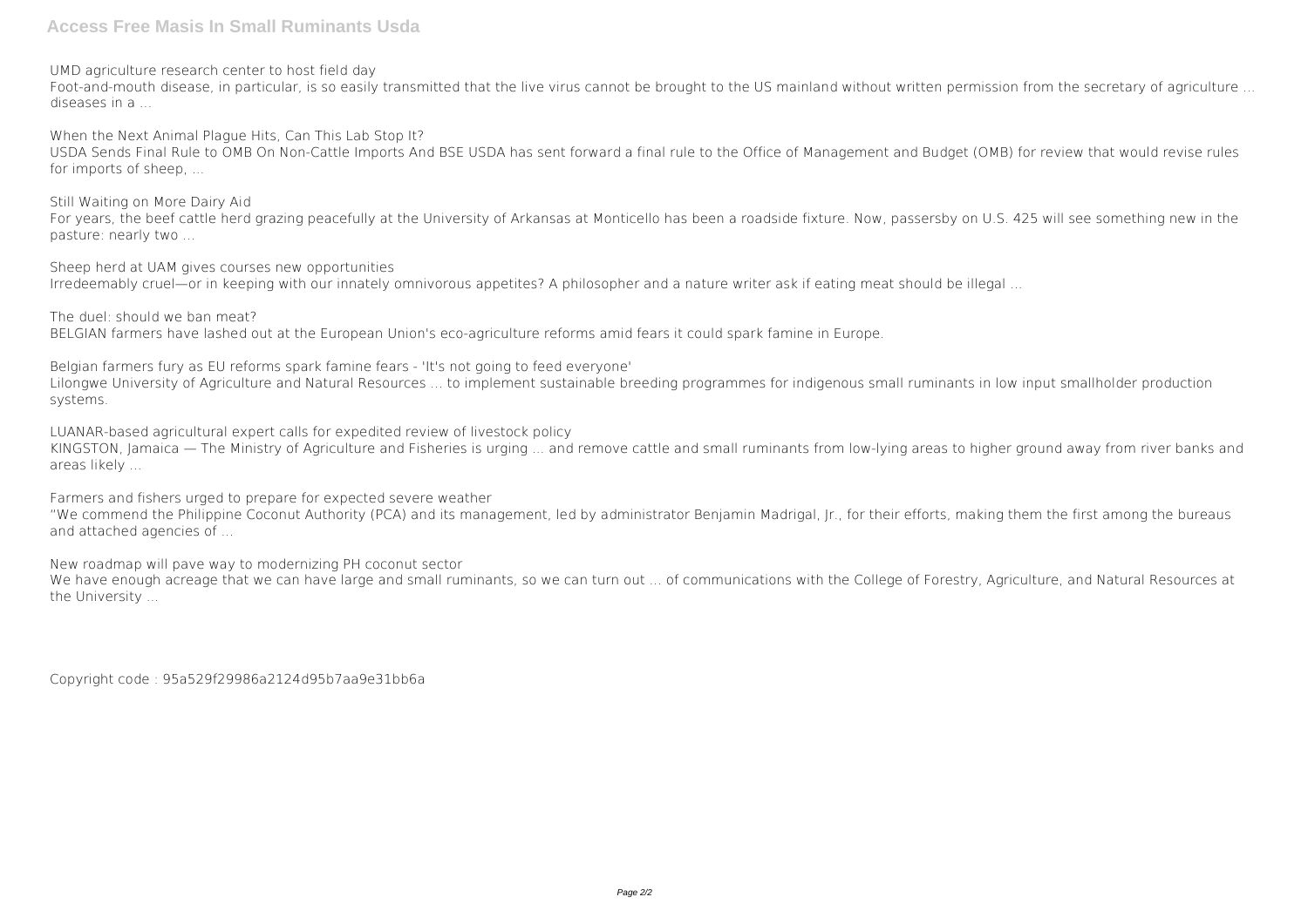UMD agriculture research center to host field day

Foot-and-mouth disease, in particular, is so easily transmitted that the live virus cannot be brought to the US mainland without written permission from the secretary of agriculture ... diseases in a ...

When the Next Animal Plague Hits, Can This Lab Stop It?

USDA Sends Final Rule to OMB On Non-Cattle Imports And BSE USDA has sent forward a final rule to the Office of Management and Budget (OMB) for review that would revise rules for imports of sheep, ...

Still Waiting on More Dairy Aid

For years, the beef cattle herd grazing peacefully at the University of Arkansas at Monticello has been a roadside fixture. Now, passersby on U.S. 425 will see something new in the pasture: nearly two ...

Sheep herd at UAM gives courses new opportunities

Irredeemably cruel—or in keeping with our innately omnivorous appetites? A philosopher and a nature writer ask if eating meat should be illegal ...

The duel: should we ban meat?

BELGIAN farmers have lashed out at the European Union's eco-agriculture reforms amid fears it could spark famine in Europe.

Belgian farmers fury as EU reforms spark famine fears - 'It's not going to feed everyone'

Lilongwe University of Agriculture and Natural Resources ... to implement sustainable breeding programmes for indigenous small ruminants in low input smallholder production systems.

LUANAR-based agricultural expert calls for expedited review of livestock policy

KINGSTON, Jamaica — The Ministry of Agriculture and Fisheries is urging ... and remove cattle and small ruminants from low-lying areas to higher ground away from river banks and areas likely ...

Farmers and fishers urged to prepare for expected severe weather

"We commend the Philippine Coconut Authority (PCA) and its management, led by administrator Benjamin Madrigal, Jr., for their efforts, making them the first among the bureaus and attached agencies of ...

New roadmap will pave way to modernizing PH coconut sector

We have enough acreage that we can have large and small ruminants, so we can turn out ... of communications with the College of Forestry, Agriculture, and Natural Resources at the University ...

Copyright code : 95a529f29986a2124d95b7aa9e31bb6a